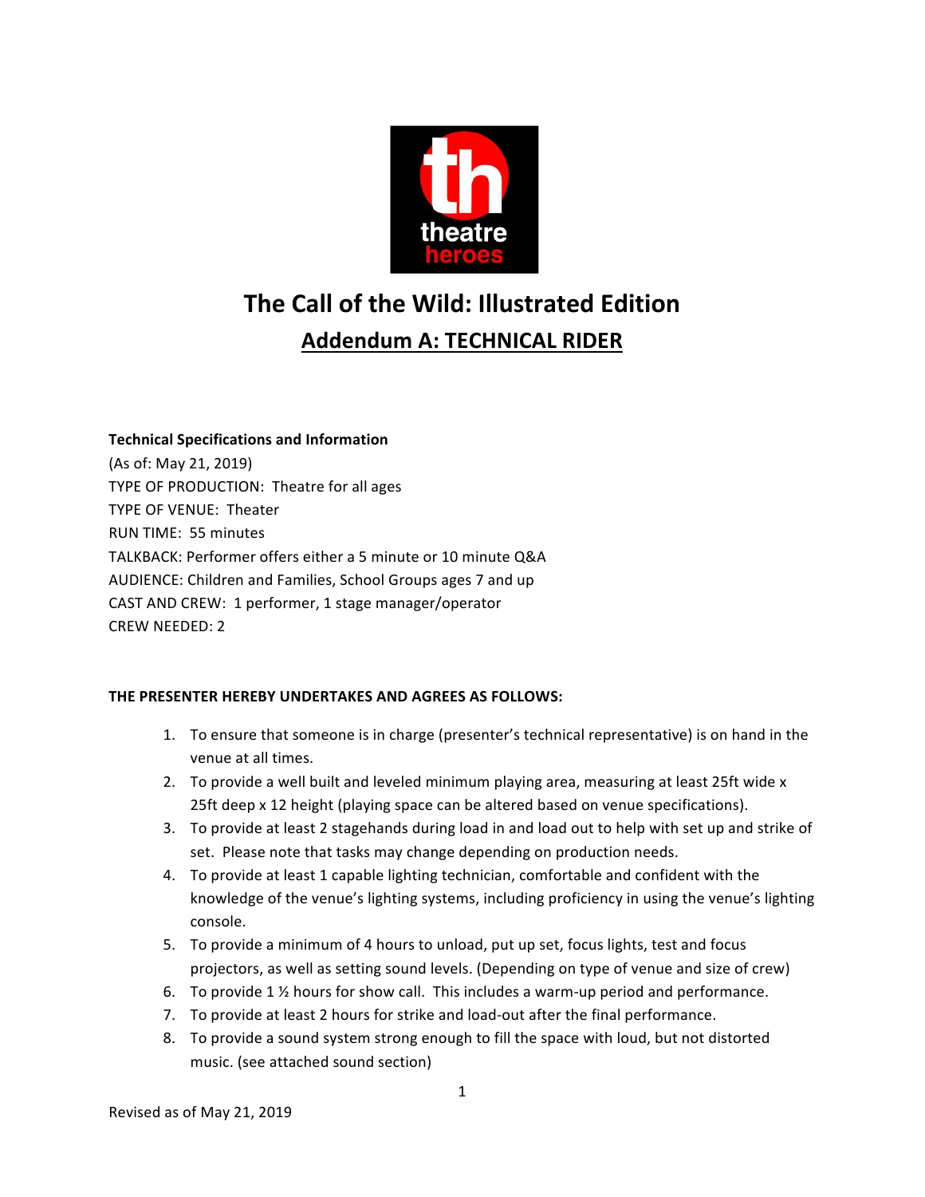# The Call of the Wild: Illustrated Edition

## Addendum A: TECHNICAL RIDER

**Technical Specifications and Information**

(As of: May 21, 2019)

TYPE OF PRODUCTION: Theatre for all ages

TYPE OF VENUE: Theater

RUN TIME: 55 minutes

TALKBACK: Performer offers either a 5 minute or 10 minute Q&A

AUDIENCE: Children and Families, School Groups ages 7 and up

CAST AND CREW: 1 performer, 1 stage manager/operator

CREW NEEDED: 2

**THE PRESENTER HEREBY UNDERTAKES AND AGREES AS FOLLOWS:**

1. To ensure that someone is in charge (presenter's technical representative) is on hand in the venue at all times.
2. To provide a well built and leveled minimum playing area, measuring at least 25ft wide x 25ft deep x 12 height (playing space can be altered based on venue specifications).
3. To provide at least 2 stagehands during load in and load out to help with set up and strike of set. Please note that tasks may change depending on production needs.
4. To provide at least 1 capable lighting technician, comfortable and confident with the knowledge of the venue's lighting systems, including proficiency in using the venue's lighting console.
5. To provide a minimum of 4 hours to unload, put up set, focus lights, test and focus projectors, as well as setting sound levels. (Depending on type of venue and size of crew)
6. To provide 1 ½ hours for show call. This includes a warm-up period and performance.
7. To provide at least 2 hours for strike and load-out after the final performance.
8. To provide a sound system strong enough to fill the space with loud, but not distorted music. (see attached sound section)

Revised as of May 21, 2019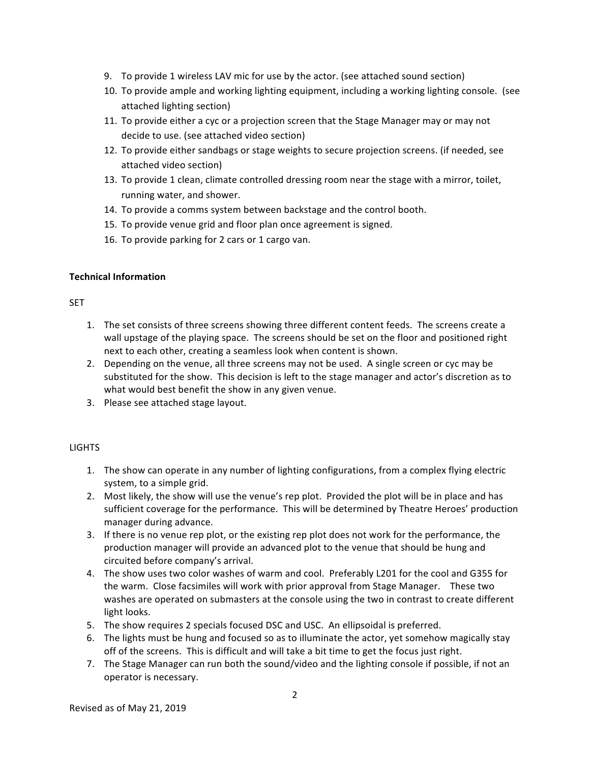9. To provide 1 wireless LAV mic for use by the actor. (see attached sound section)
10. To provide ample and working lighting equipment, including a working lighting console. (see attached lighting section)
11. To provide either a cyc or a projection screen that the Stage Manager may or may not decide to use. (see attached video section)
12. To provide either sandbags or stage weights to secure projection screens. (if needed, see attached video section)
13. To provide 1 clean, climate controlled dressing room near the stage with a mirror, toilet, running water, and shower.
14. To provide a comms system between backstage and the control booth.
15. To provide venue grid and floor plan once agreement is signed.
16. To provide parking for 2 cars or 1 cargo van.

**Technical Information**

SET

1. The set consists of three screens showing three different content feeds. The screens create a wall upstage of the playing space. The screens should be set on the floor and positioned right next to each other, creating a seamless look when content is shown.
2. Depending on the venue, all three screens may not be used. A single screen or cyc may be substituted for the show. This decision is left to the stage manager and actor's discretion as to what would best benefit the show in any given venue.
3. Please see attached stage layout.

LIGHTS

1. The show can operate in any number of lighting configurations, from a complex flying electric system, to a simple grid.
2. Most likely, the show will use the venue's rep plot. Provided the plot will be in place and has sufficient coverage for the performance. This will be determined by Theatre Heroes' production manager during advance.
3. If there is no venue rep plot, or the existing rep plot does not work for the performance, the production manager will provide an advanced plot to the venue that should be hung and circuited before company's arrival.
4. The show uses two color washes of warm and cool. Preferably L201 for the cool and G355 for the warm. Close facsimiles will work with prior approval from Stage Manager. These two washes are operated on submasters at the console using the two in contrast to create different light looks.
5. The show requires 2 specials focused DSC and USC. An ellipsoidal is preferred.
6. The lights must be hung and focused so as to illuminate the actor, yet somehow magically stay off of the screens. This is difficult and will take a bit time to get the focus just right.
7. The Stage Manager can run both the sound/video and the lighting console if possible, if not an operator is necessary.

Revised as of May 21, 2019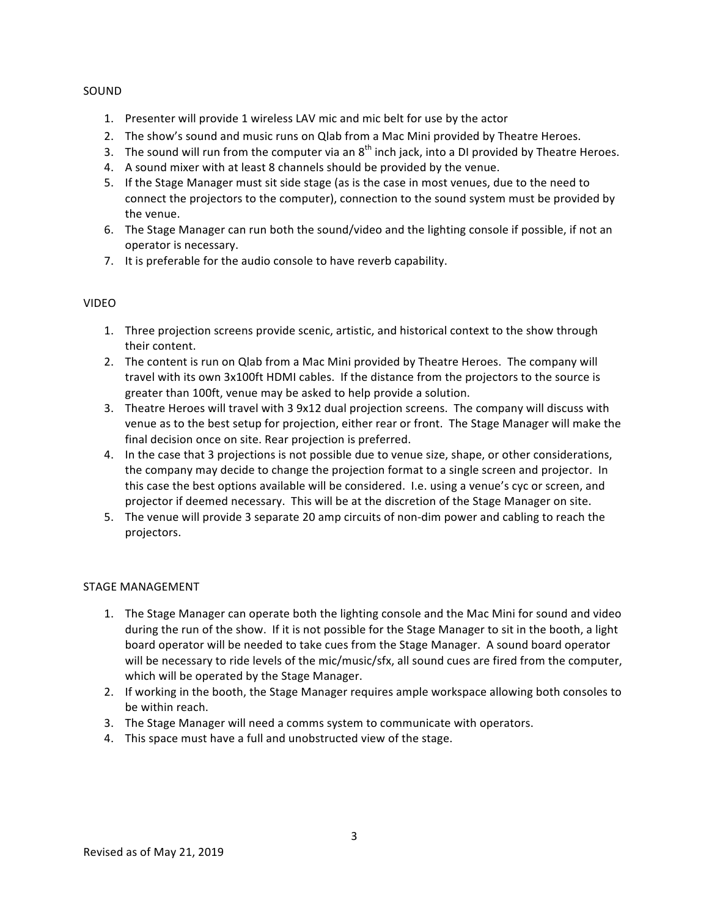## SOUND

1. Presenter will provide 1 wireless LAV mic and mic belt for use by the actor
2. The show's sound and music runs on Qlab from a Mac Mini provided by Theatre Heroes.
3. The sound will run from the computer via an 8th inch jack, into a DI provided by Theatre Heroes.
4. A sound mixer with at least 8 channels should be provided by the venue.
5. If the Stage Manager must sit side stage (as is the case in most venues, due to the need to connect the projectors to the computer), connection to the sound system must be provided by the venue.
6. The Stage Manager can run both the sound/video and the lighting console if possible, if not an operator is necessary.
7. It is preferable for the audio console to have reverb capability.

## VIDEO

1. Three projection screens provide scenic, artistic, and historical context to the show through their content.
2. The content is run on Qlab from a Mac Mini provided by Theatre Heroes. The company will travel with its own 3x100ft HDMI cables. If the distance from the projectors to the source is greater than 100ft, venue may be asked to help provide a solution.
3. Theatre Heroes will travel with 3 9x12 dual projection screens. The company will discuss with venue as to the best setup for projection, either rear or front. The Stage Manager will make the final decision once on site. Rear projection is preferred.
4. In the case that 3 projections is not possible due to venue size, shape, or other considerations, the company may decide to change the projection format to a single screen and projector. In this case the best options available will be considered. I.e. using a venue's cyc or screen, and projector if deemed necessary. This will be at the discretion of the Stage Manager on site.
5. The venue will provide 3 separate 20 amp circuits of non-dim power and cabling to reach the projectors.

## STAGE MANAGEMENT

1. The Stage Manager can operate both the lighting console and the Mac Mini for sound and video during the run of the show. If it is not possible for the Stage Manager to sit in the booth, a light board operator will be needed to take cues from the Stage Manager. A sound board operator will be necessary to ride levels of the mic/music/sfx, all sound cues are fired from the computer, which will be operated by the Stage Manager.
2. If working in the booth, the Stage Manager requires ample workspace allowing both consoles to be within reach.
3. The Stage Manager will need a comms system to communicate with operators.
4. This space must have a full and unobstructed view of the stage.

Revised as of May 21, 2019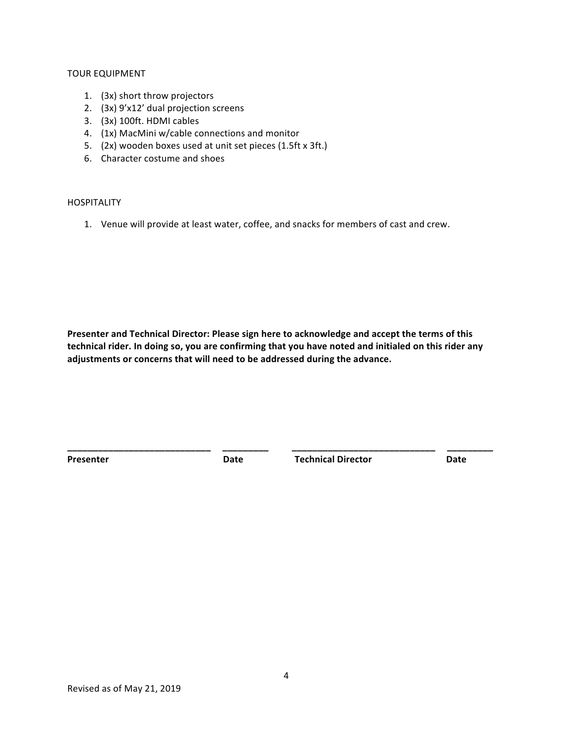TOUR EQUIPMENT

1. (3x) short throw projectors
2. (3x) 9'x12' dual projection screens
3. (3x) 100ft. HDMI cables
4. (1x) MacMini w/cable connections and monitor
5. (2x) wooden boxes used at unit set pieces (1.5ft x 3ft.)
6. Character costume and shoes

HOSPITALITY

1. Venue will provide at least water, coffee, and snacks for members of cast and crew.

**Presenter and Technical Director: Please sign here to acknowledge and accept the terms of this technical rider. In doing so, you are confirming that you have noted and initialed on this rider any adjustments or concerns that will need to be addressed during the advance.**

| | | | |
|---|---|---|---|
| ____________________________ | _________ | ____________________________ | _________ |
| **Presenter** | **Date** | **Technical Director** | **Date** |

Revised as of May 21, 2019